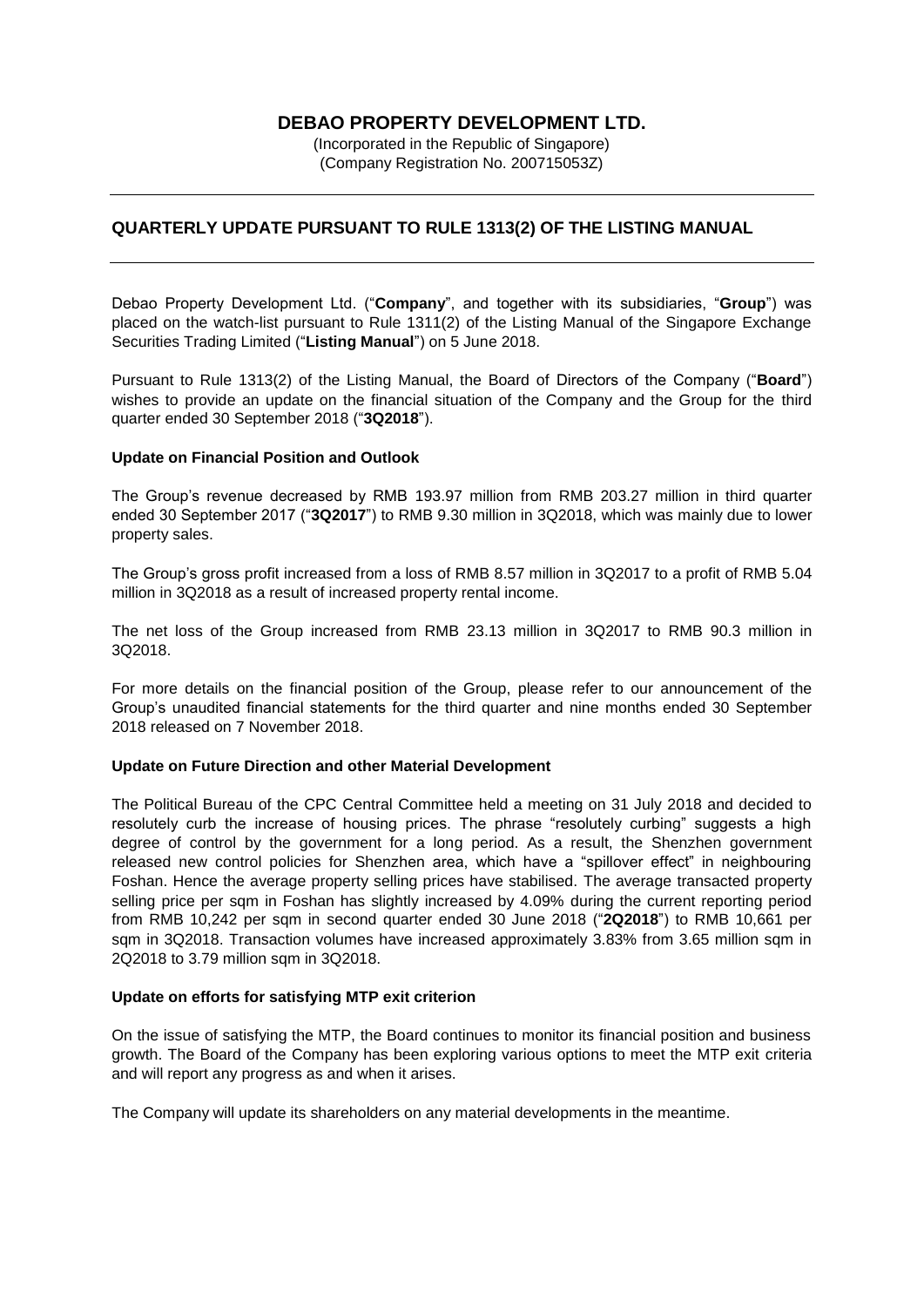# DEBAO PROPERTY DEVELOPMENT LTD.

(Incorporated in the Republic of Singapore)
(Company Registration No. 200715053Z)

---

## QUARTERLY UPDATE PURSUANT TO RULE 1313(2) OF THE LISTING MANUAL

---

Debao Property Development Ltd. ("**Company**", and together with its subsidiaries, "**Group**") was placed on the watch-list pursuant to Rule 1311(2) of the Listing Manual of the Singapore Exchange Securities Trading Limited ("**Listing Manual**") on 5 June 2018.

Pursuant to Rule 1313(2) of the Listing Manual, the Board of Directors of the Company ("**Board**") wishes to provide an update on the financial situation of the Company and the Group for the third quarter ended 30 September 2018 ("**3Q2018**").

**Update on Financial Position and Outlook**

The Group's revenue decreased by RMB 193.97 million from RMB 203.27 million in third quarter ended 30 September 2017 ("**3Q2017**") to RMB 9.30 million in 3Q2018, which was mainly due to lower property sales.

The Group's gross profit increased from a loss of RMB 8.57 million in 3Q2017 to a profit of RMB 5.04 million in 3Q2018 as a result of increased property rental income.

The net loss of the Group increased from RMB 23.13 million in 3Q2017 to RMB 90.3 million in 3Q2018.

For more details on the financial position of the Group, please refer to our announcement of the Group's unaudited financial statements for the third quarter and nine months ended 30 September 2018 released on 7 November 2018.

**Update on Future Direction and other Material Development**

The Political Bureau of the CPC Central Committee held a meeting on 31 July 2018 and decided to resolutely curb the increase of housing prices. The phrase "resolutely curbing" suggests a high degree of control by the government for a long period. As a result, the Shenzhen government released new control policies for Shenzhen area, which have a "spillover effect" in neighbouring Foshan. Hence the average property selling prices have stabilised. The average transacted property selling price per sqm in Foshan has slightly increased by 4.09% during the current reporting period from RMB 10,242 per sqm in second quarter ended 30 June 2018 ("**2Q2018**") to RMB 10,661 per sqm in 3Q2018. Transaction volumes have increased approximately 3.83% from 3.65 million sqm in 2Q2018 to 3.79 million sqm in 3Q2018.

**Update on efforts for satisfying MTP exit criterion**

On the issue of satisfying the MTP, the Board continues to monitor its financial position and business growth. The Board of the Company has been exploring various options to meet the MTP exit criteria and will report any progress as and when it arises.

The Company will update its shareholders on any material developments in the meantime.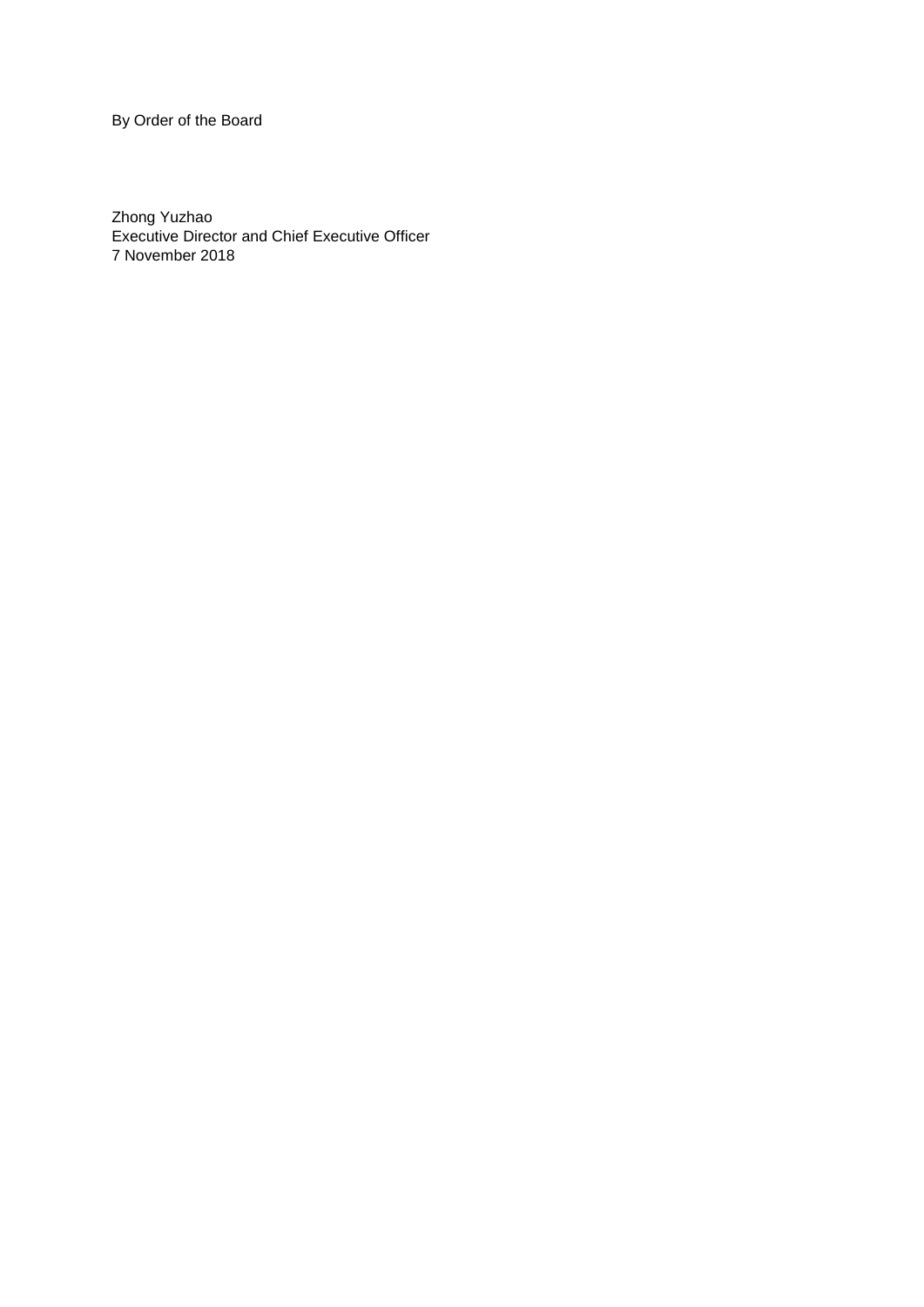By Order of the Board

Zhong Yuzhao
Executive Director and Chief Executive Officer
7 November 2018